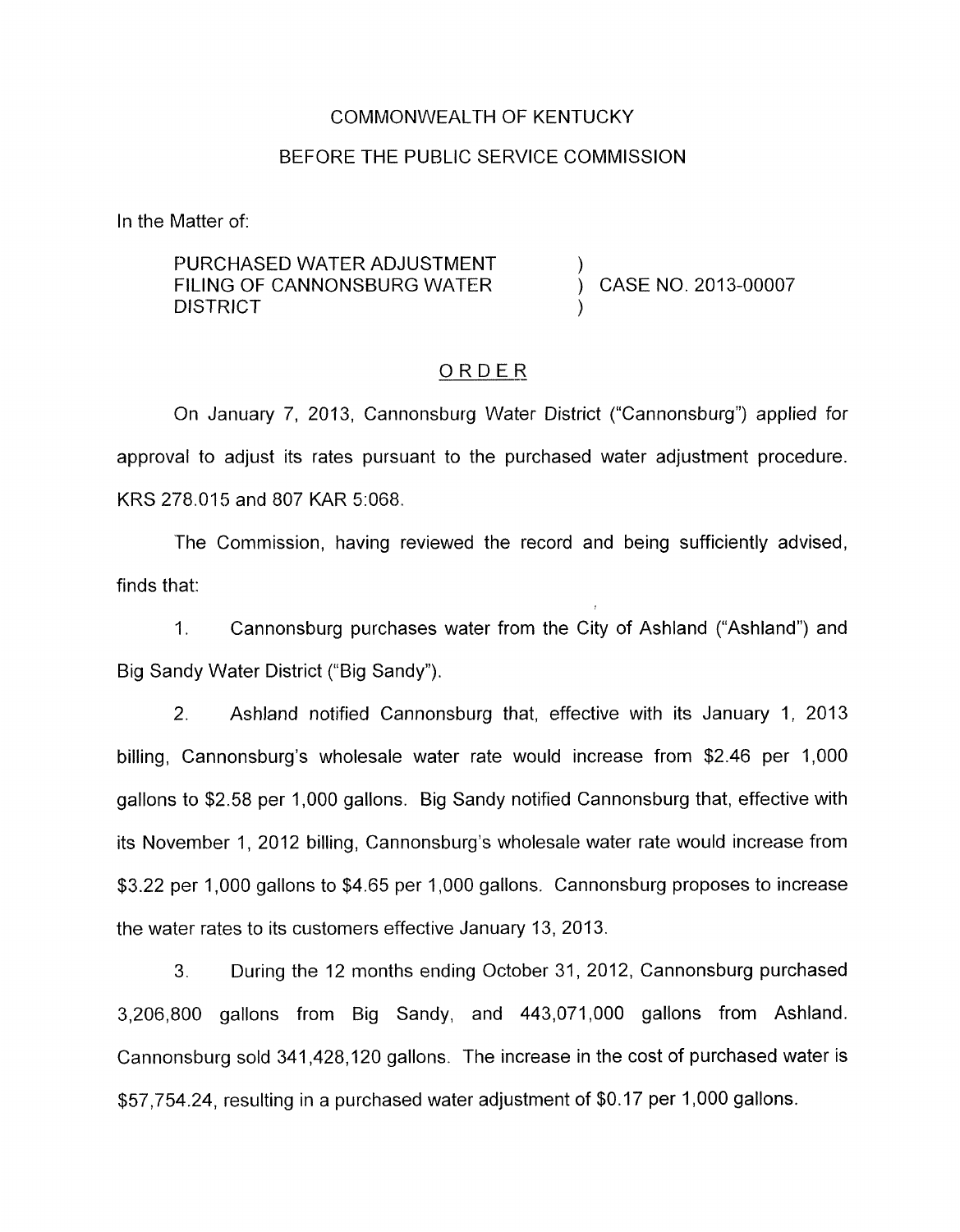COMMONWEALTH OF KENTUCKY

BEFORE THE PUBLIC SERVICE COMMISSION

In the Matter of:

PURCHASED WATER ADJUSTMENT FILING OF CANNONSBURG WATER DISTRICT ) CASE NO. 2013-00007

## ORDER

On January 7, 2013, Cannonsburg Water District ("Cannonsburg") applied for approval to adjust its rates pursuant to the purchased water adjustment procedure. KRS 278.015 and 807 KAR 5:068.

The Commission, having reviewed the record and being sufficiently advised, finds that:

1. Cannonsburg purchases water from the City of Ashland ("Ashland") and Big Sandy Water District ("Big Sandy").

2. Ashland notified Cannonsburg that, effective with its January 1, 2013 billing, Cannonsburg's wholesale water rate would increase from $2.46 per 1,000 gallons to $2.58 per 1,000 gallons. Big Sandy notified Cannonsburg that, effective with its November 1, 2012 billing, Cannonsburg's wholesale water rate would increase from $3.22 per 1,000 gallons to $4.65 per 1,000 gallons. Cannonsburg proposes to increase the water rates to its customers effective January 13, 2013.

3. During the 12 months ending October 31, 2012, Cannonsburg purchased 3,206,800 gallons from Big Sandy, and 443,071,000 gallons from Ashland. Cannonsburg sold 341,428,120 gallons. The increase in the cost of purchased water is $57,754.24, resulting in a purchased water adjustment of $0.17 per 1,000 gallons.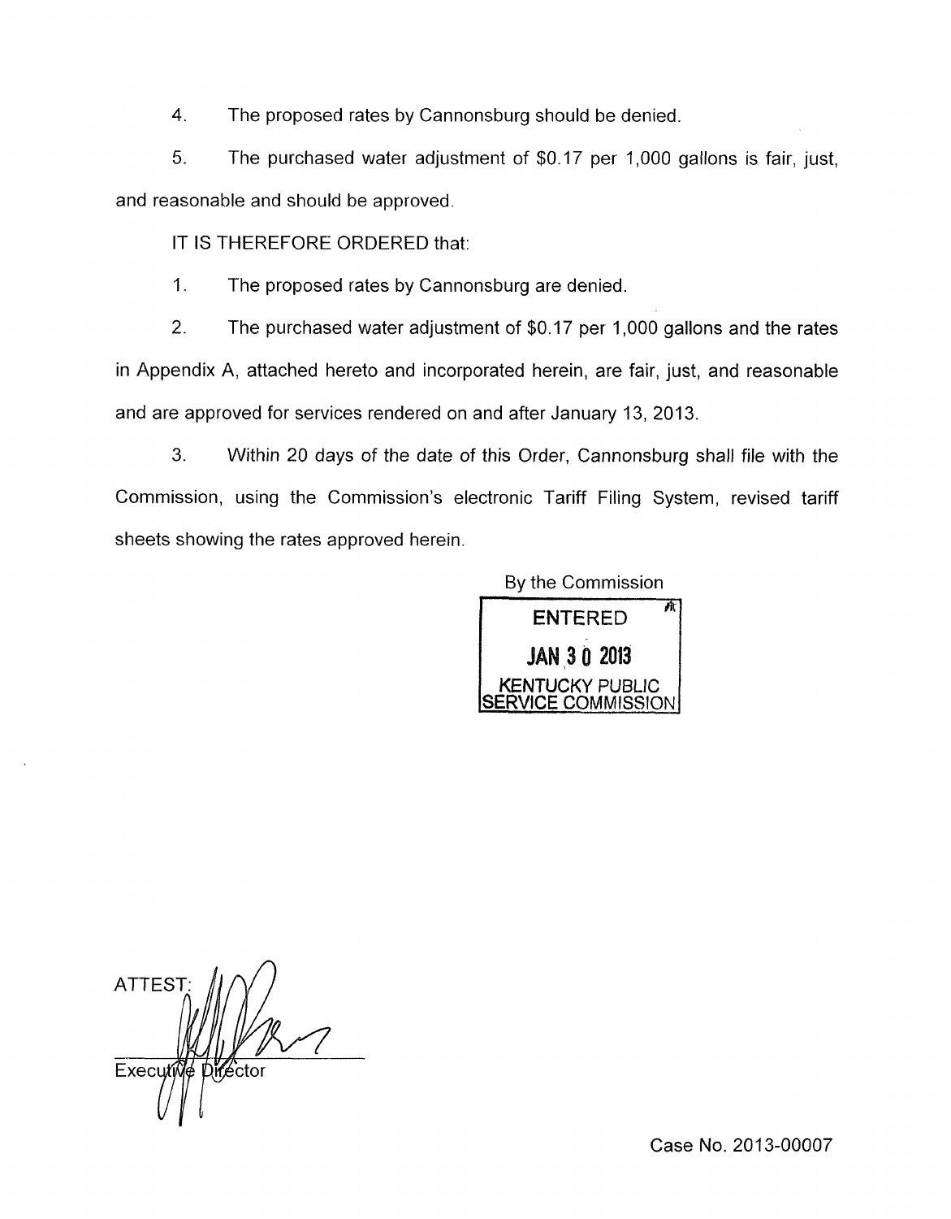4. The proposed rates by Cannonsburg should be denied.

5. The purchased water adjustment of $0.17 per 1,000 gallons is fair, just, and reasonable and should be approved.

IT IS THEREFORE ORDERED that:

1. The proposed rates by Cannonsburg are denied.

2. The purchased water adjustment of $0.17 per 1,000 gallons and the rates in Appendix A, attached hereto and incorporated herein, are fair, just, and reasonable and are approved for services rendered on and after January 13, 2013.

3. Within 20 days of the date of this Order, Cannonsburg shall file with the Commission, using the Commission's electronic Tariff Filing System, revised tariff sheets showing the rates approved herein.

By the Commission

ENTERED
JAN 30 2013
KENTUCKY PUBLIC SERVICE COMMISSION

ATTEST:

Executive Director

Case No. 2013-00007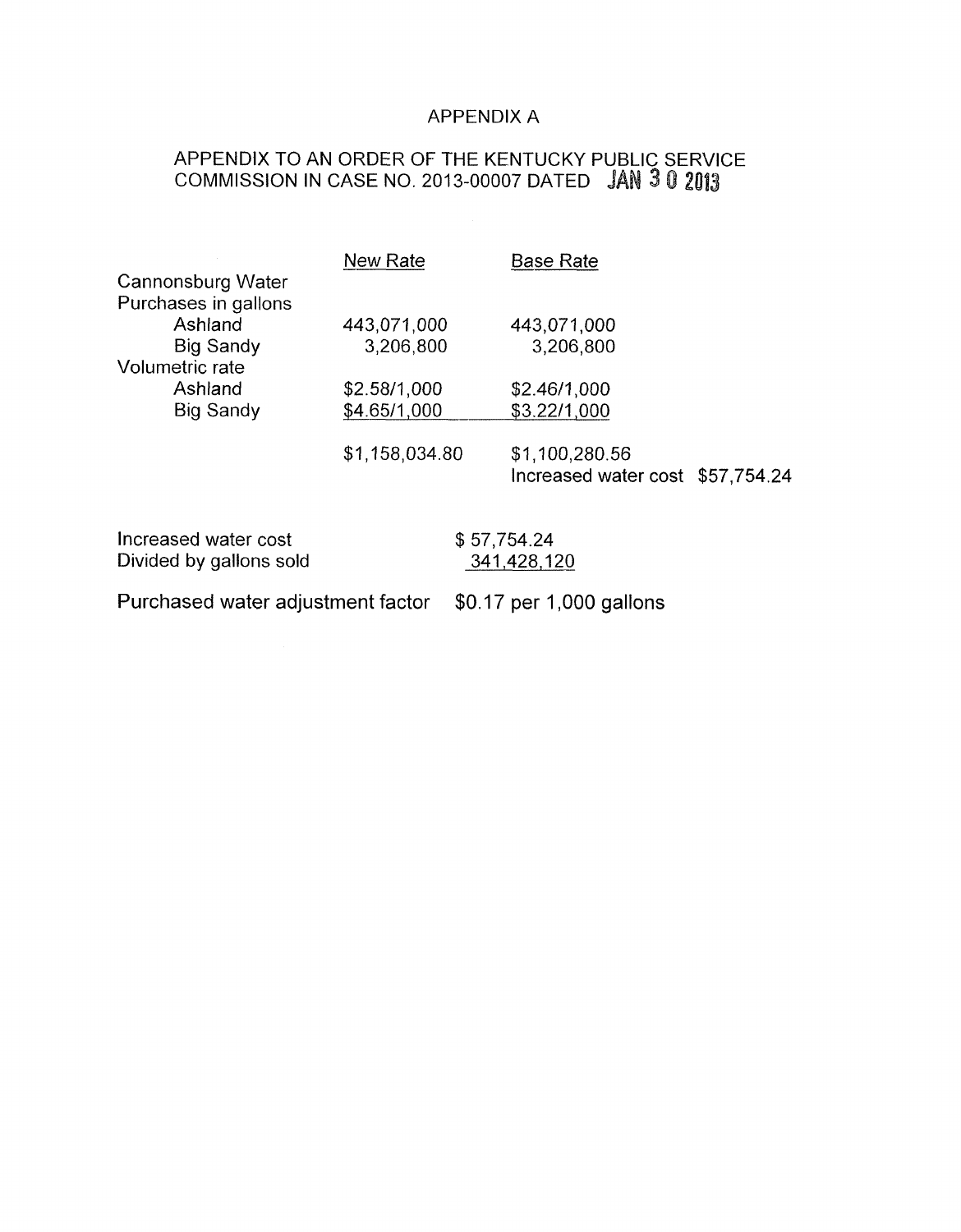# APPENDIX A

## APPENDIX TO AN ORDER OF THE KENTUCKY PUBLIC SERVICE COMMISSION IN CASE NO. 2013-00007 DATED JAN 30 2013

| | New Rate | Base Rate | |
|---|---|---|---|
| Cannonsburg Water | | | |
| Purchases in gallons | | | |
| Ashland | 443,071,000 | 443,071,000 | |
| Big Sandy | 3,206,800 | 3,206,800 | |
| Volumetric rate | | | |
| Ashland | \$2.58/1,000 | \$2.46/1,000 | |
| Big Sandy | \$4.65/1,000 | \$3.22/1,000 | |
| | \$1,158,034.80 | \$1,100,280.56 | |
| | | Increased water cost | \$57,754.24 |

| | |
|---|---|
| Increased water cost | \$ 57,754.24 |
| Divided by gallons sold | 341,428,120 |

Purchased water adjustment factor \$0.17 per 1,000 gallons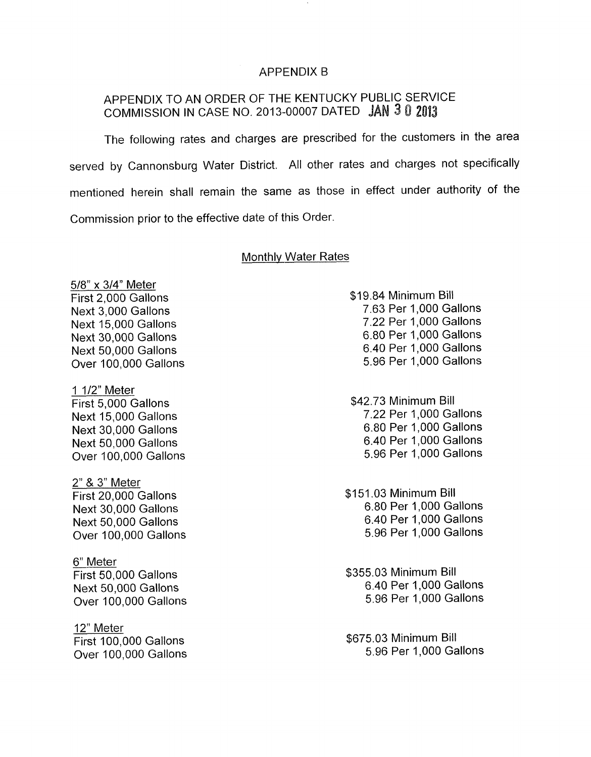# APPENDIX B

## APPENDIX TO AN ORDER OF THE KENTUCKY PUBLIC SERVICE COMMISSION IN CASE NO. 2013-00007 DATED JAN 30 2013

The following rates and charges are prescribed for the customers in the area served by Cannonsburg Water District. All other rates and charges not specifically mentioned herein shall remain the same as those in effect under authority of the Commission prior to the effective date of this Order.

### Monthly Water Rates

**5/8" x 3/4" Meter**

| | |
|---|---|
| First 2,000 Gallons | $19.84 Minimum Bill |
| Next 3,000 Gallons | 7.63 Per 1,000 Gallons |
| Next 15,000 Gallons | 7.22 Per 1,000 Gallons |
| Next 30,000 Gallons | 6.80 Per 1,000 Gallons |
| Next 50,000 Gallons | 6.40 Per 1,000 Gallons |
| Over 100,000 Gallons | 5.96 Per 1,000 Gallons |

**1 1/2" Meter**

| | |
|---|---|
| First 5,000 Gallons | $42.73 Minimum Bill |
| Next 15,000 Gallons | 7.22 Per 1,000 Gallons |
| Next 30,000 Gallons | 6.80 Per 1,000 Gallons |
| Next 50,000 Gallons | 6.40 Per 1,000 Gallons |
| Over 100,000 Gallons | 5.96 Per 1,000 Gallons |

**2" & 3" Meter**

| | |
|---|---|
| First 20,000 Gallons | $151.03 Minimum Bill |
| Next 30,000 Gallons | 6.80 Per 1,000 Gallons |
| Next 50,000 Gallons | 6.40 Per 1,000 Gallons |
| Over 100,000 Gallons | 5.96 Per 1,000 Gallons |

**6" Meter**

| | |
|---|---|
| First 50,000 Gallons | $355.03 Minimum Bill |
| Next 50,000 Gallons | 6.40 Per 1,000 Gallons |
| Over 100,000 Gallons | 5.96 Per 1,000 Gallons |

**12" Meter**

| | |
|---|---|
| First 100,000 Gallons | $675.03 Minimum Bill |
| Over 100,000 Gallons | 5.96 Per 1,000 Gallons |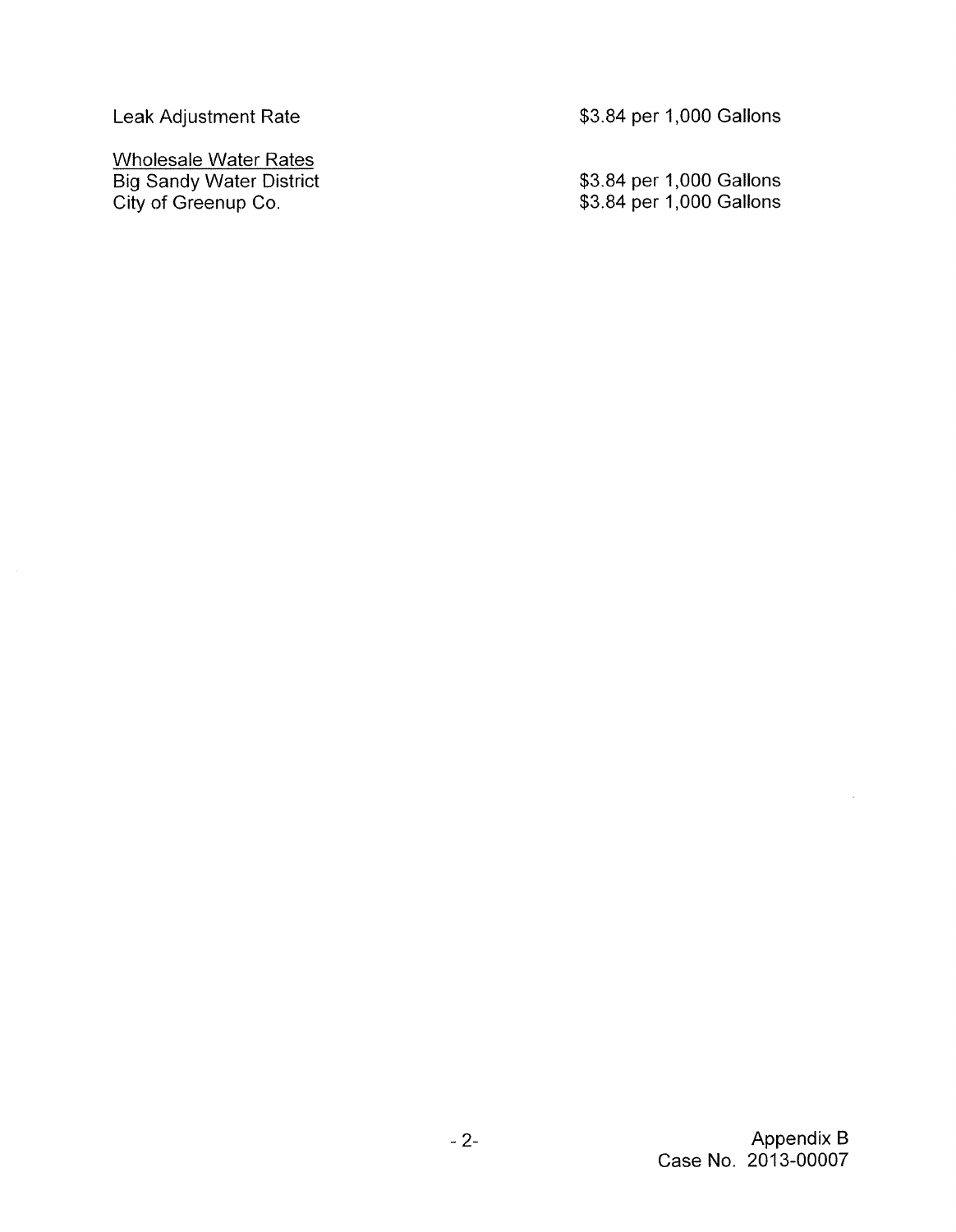| | |
|---|---|
| Leak Adjustment Rate | $3.84 per 1,000 Gallons |
| Wholesale Water Rates | |
| Big Sandy Water District | $3.84 per 1,000 Gallons |
| City of Greenup Co. | $3.84 per 1,000 Gallons |

Appendix B
Case No. 2013-00007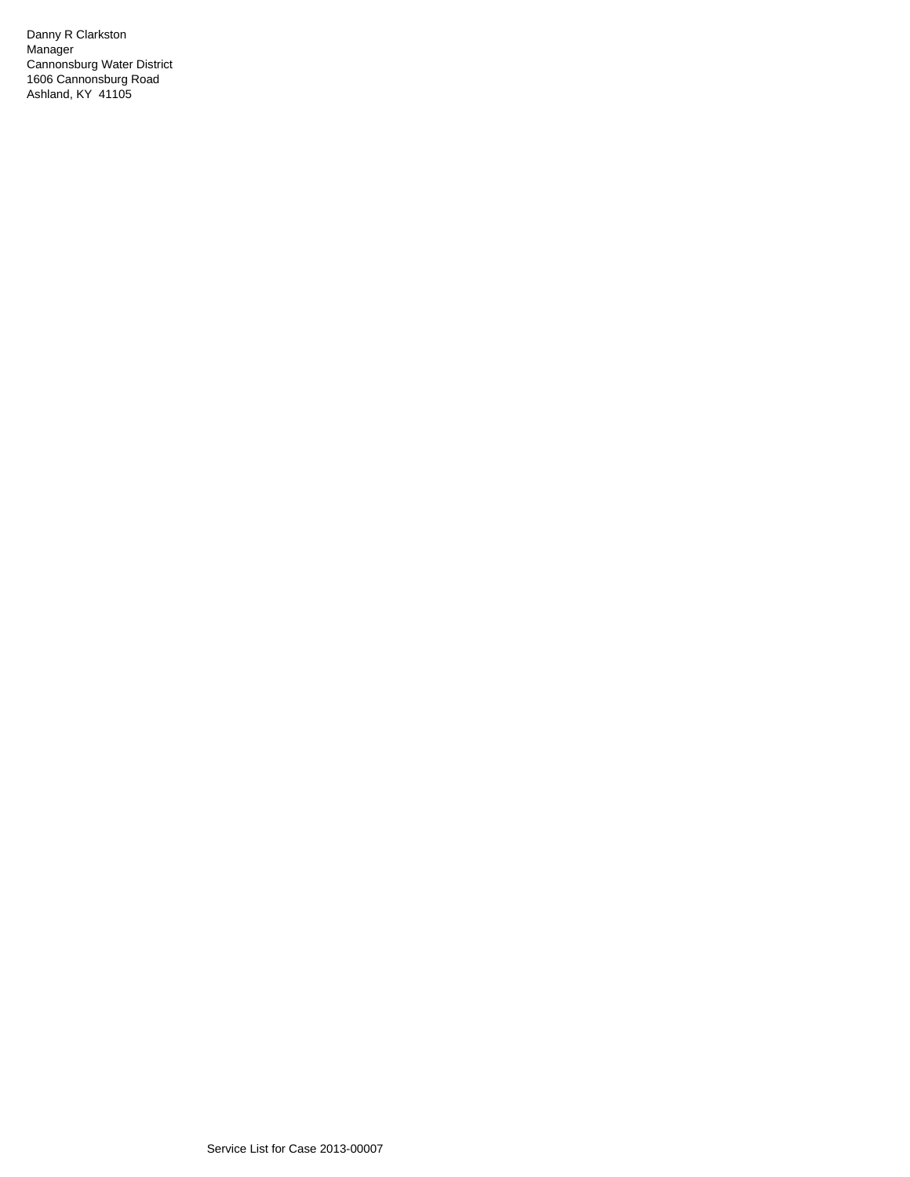Danny R Clarkston
Manager
Cannonsburg Water District
1606 Cannonsburg Road
Ashland, KY  41105

Service List for Case 2013-00007